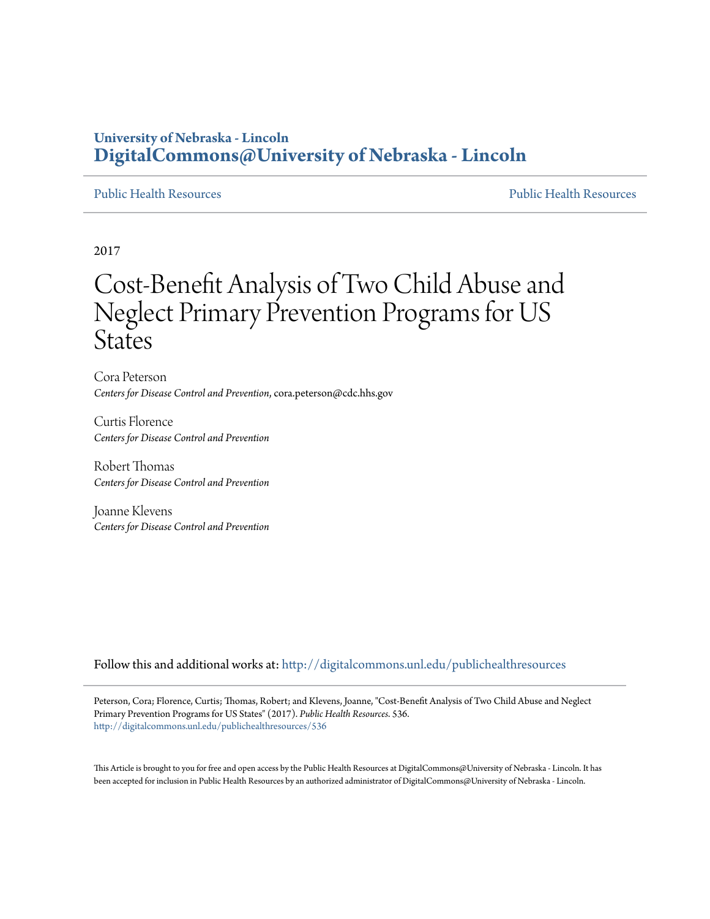University of Nebraska - Lincoln
**DigitalCommons@University of Nebraska - Lincoln**

Public Health Resources | Public Health Resources

2017

# Cost-Benefit Analysis of Two Child Abuse and Neglect Primary Prevention Programs for US States

Cora Peterson
*Centers for Disease Control and Prevention*, cora.peterson@cdc.hhs.gov

Curtis Florence
*Centers for Disease Control and Prevention*

Robert Thomas
*Centers for Disease Control and Prevention*

Joanne Klevens
*Centers for Disease Control and Prevention*

Follow this and additional works at: http://digitalcommons.unl.edu/publichealthresources

Peterson, Cora; Florence, Curtis; Thomas, Robert; and Klevens, Joanne, "Cost-Benefit Analysis of Two Child Abuse and Neglect Primary Prevention Programs for US States" (2017). *Public Health Resources*. 536.
http://digitalcommons.unl.edu/publichealthresources/536

This Article is brought to you for free and open access by the Public Health Resources at DigitalCommons@University of Nebraska - Lincoln. It has been accepted for inclusion in Public Health Resources by an authorized administrator of DigitalCommons@University of Nebraska - Lincoln.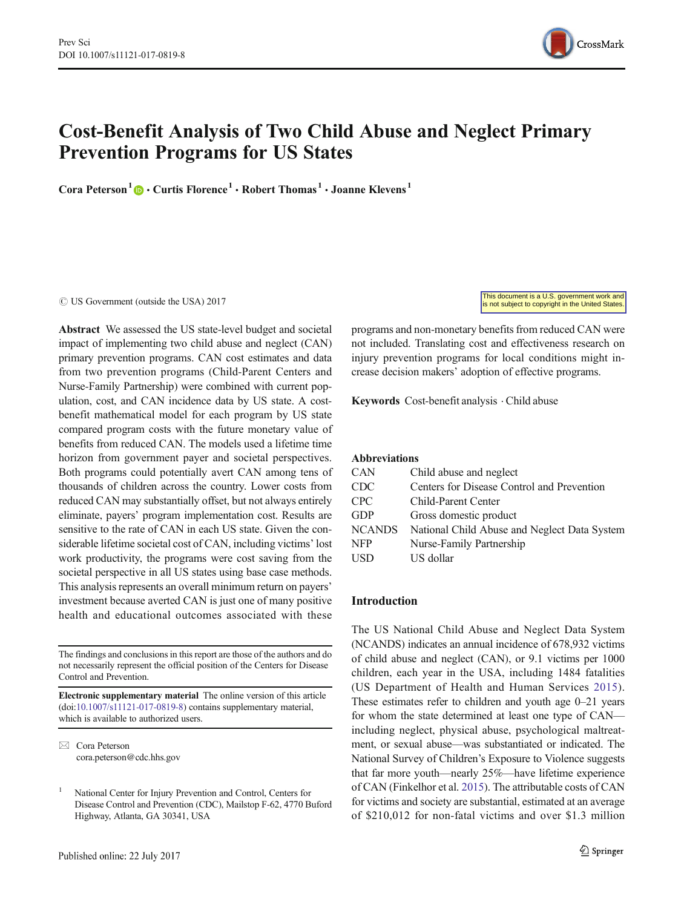# Cost-Benefit Analysis of Two Child Abuse and Neglect Primary Prevention Programs for US States

**Cora Peterson**[1] · **Curtis Florence**[1] · **Robert Thomas**[1] · **Joanne Klevens**[1]

© US Government (outside the USA) 2017

This document is a U.S. government work and is not subject to copyright in the United States.

**Abstract** We assessed the US state-level budget and societal impact of implementing two child abuse and neglect (CAN) primary prevention programs. CAN cost estimates and data from two prevention programs (Child-Parent Centers and Nurse-Family Partnership) were combined with current population, cost, and CAN incidence data by US state. A cost-benefit mathematical model for each program by US state compared program costs with the future monetary value of benefits from reduced CAN. The models used a lifetime time horizon from government payer and societal perspectives. Both programs could potentially avert CAN among tens of thousands of children across the country. Lower costs from reduced CAN may substantially offset, but not always entirely eliminate, payers' program implementation cost. Results are sensitive to the rate of CAN in each US state. Given the considerable lifetime societal cost of CAN, including victims' lost work productivity, the programs were cost saving from the societal perspective in all US states using base case methods. This analysis represents an overall minimum return on payers' investment because averted CAN is just one of many positive health and educational outcomes associated with these programs and non-monetary benefits from reduced CAN were not included. Translating cost and effectiveness research on injury prevention programs for local conditions might increase decision makers' adoption of effective programs.

**Keywords** Cost-benefit analysis · Child abuse

The findings and conclusions in this report are those of the authors and do not necessarily represent the official position of the Centers for Disease Control and Prevention.

**Electronic supplementary material** The online version of this article (doi:10.1007/s11121-017-0819-8) contains supplementary material, which is available to authorized users.

✉ Cora Peterson
cora.peterson@cdc.hhs.gov

[1] National Center for Injury Prevention and Control, Centers for Disease Control and Prevention (CDC), Mailstop F-62, 4770 Buford Highway, Atlanta, GA 30341, USA

Published online: 22 July 2017

## Abbreviations

| | |
|---|---|
| CAN | Child abuse and neglect |
| CDC | Centers for Disease Control and Prevention |
| CPC | Child-Parent Center |
| GDP | Gross domestic product |
| NCANDS | National Child Abuse and Neglect Data System |
| NFP | Nurse-Family Partnership |
| USD | US dollar |

## Introduction

The US National Child Abuse and Neglect Data System (NCANDS) indicates an annual incidence of 678,932 victims of child abuse and neglect (CAN), or 9.1 victims per 1000 children, each year in the USA, including 1484 fatalities (US Department of Health and Human Services 2015). These estimates refer to children and youth age 0–21 years for whom the state determined at least one type of CAN—including neglect, physical abuse, psychological maltreatment, or sexual abuse—was substantiated or indicated. The National Survey of Children's Exposure to Violence suggests that far more youth—nearly 25%—have lifetime experience of CAN (Finkelhor et al. 2015). The attributable costs of CAN for victims and society are substantial, estimated at an average of $210,012 for non-fatal victims and over $1.3 million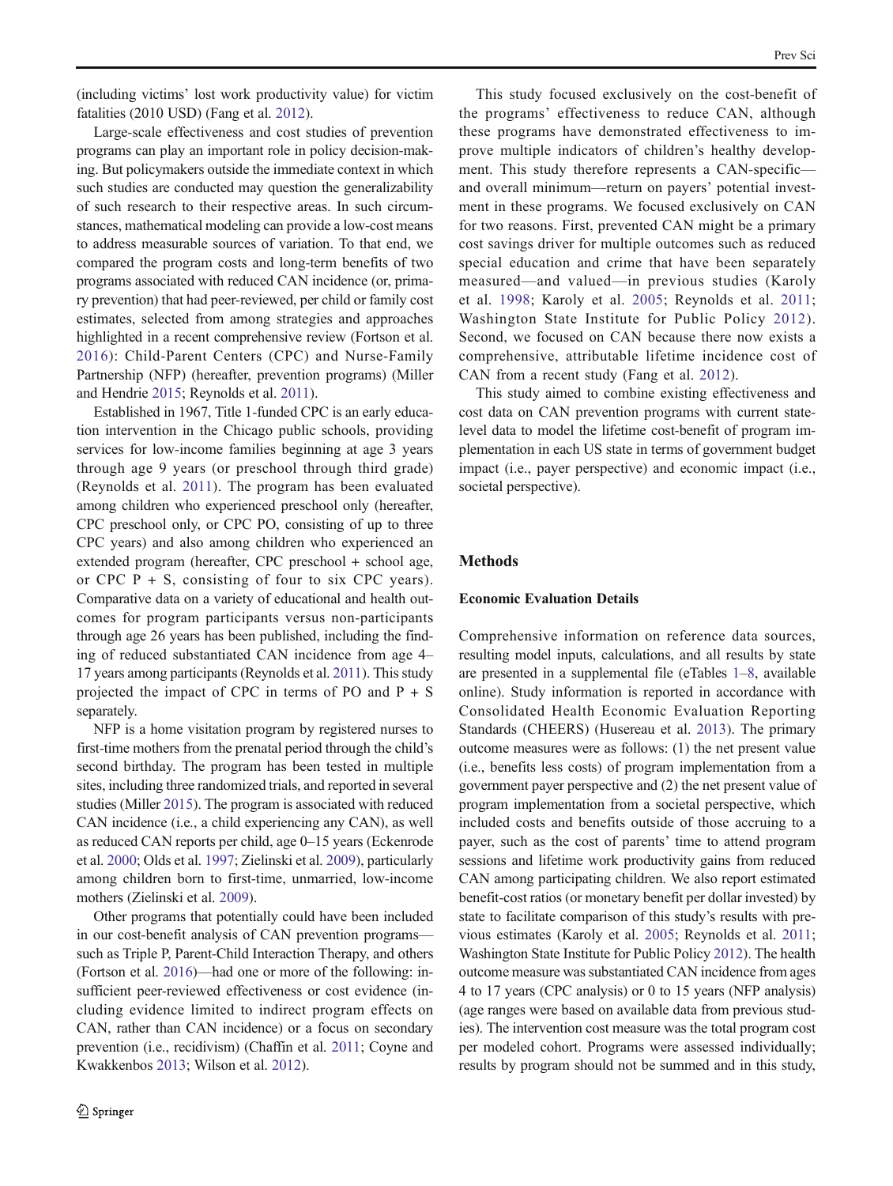(including victims' lost work productivity value) for victim fatalities (2010 USD) (Fang et al. 2012).

Large-scale effectiveness and cost studies of prevention programs can play an important role in policy decision-making. But policymakers outside the immediate context in which such studies are conducted may question the generalizability of such research to their respective areas. In such circumstances, mathematical modeling can provide a low-cost means to address measurable sources of variation. To that end, we compared the program costs and long-term benefits of two programs associated with reduced CAN incidence (or, primary prevention) that had peer-reviewed, per child or family cost estimates, selected from among strategies and approaches highlighted in a recent comprehensive review (Fortson et al. 2016): Child-Parent Centers (CPC) and Nurse-Family Partnership (NFP) (hereafter, prevention programs) (Miller and Hendrie 2015; Reynolds et al. 2011).

Established in 1967, Title 1-funded CPC is an early education intervention in the Chicago public schools, providing services for low-income families beginning at age 3 years through age 9 years (or preschool through third grade) (Reynolds et al. 2011). The program has been evaluated among children who experienced preschool only (hereafter, CPC preschool only, or CPC PO, consisting of up to three CPC years) and also among children who experienced an extended program (hereafter, CPC preschool + school age, or CPC P + S, consisting of four to six CPC years). Comparative data on a variety of educational and health outcomes for program participants versus non-participants through age 26 years has been published, including the finding of reduced substantiated CAN incidence from age 4–17 years among participants (Reynolds et al. 2011). This study projected the impact of CPC in terms of PO and P + S separately.

NFP is a home visitation program by registered nurses to first-time mothers from the prenatal period through the child's second birthday. The program has been tested in multiple sites, including three randomized trials, and reported in several studies (Miller 2015). The program is associated with reduced CAN incidence (i.e., a child experiencing any CAN), as well as reduced CAN reports per child, age 0–15 years (Eckenrode et al. 2000; Olds et al. 1997; Zielinski et al. 2009), particularly among children born to first-time, unmarried, low-income mothers (Zielinski et al. 2009).

Other programs that potentially could have been included in our cost-benefit analysis of CAN prevention programs—such as Triple P, Parent-Child Interaction Therapy, and others (Fortson et al. 2016)—had one or more of the following: insufficient peer-reviewed effectiveness or cost evidence (including evidence limited to indirect program effects on CAN, rather than CAN incidence) or a focus on secondary prevention (i.e., recidivism) (Chaffin et al. 2011; Coyne and Kwakkenbos 2013; Wilson et al. 2012).

This study focused exclusively on the cost-benefit of the programs' effectiveness to reduce CAN, although these programs have demonstrated effectiveness to improve multiple indicators of children's healthy development. This study therefore represents a CAN-specific—and overall minimum—return on payers' potential investment in these programs. We focused exclusively on CAN for two reasons. First, prevented CAN might be a primary cost savings driver for multiple outcomes such as reduced special education and crime that have been separately measured—and valued—in previous studies (Karoly et al. 1998; Karoly et al. 2005; Reynolds et al. 2011; Washington State Institute for Public Policy 2012). Second, we focused on CAN because there now exists a comprehensive, attributable lifetime incidence cost of CAN from a recent study (Fang et al. 2012).

This study aimed to combine existing effectiveness and cost data on CAN prevention programs with current state-level data to model the lifetime cost-benefit of program implementation in each US state in terms of government budget impact (i.e., payer perspective) and economic impact (i.e., societal perspective).

## Methods

### Economic Evaluation Details

Comprehensive information on reference data sources, resulting model inputs, calculations, and all results by state are presented in a supplemental file (eTables 1–8, available online). Study information is reported in accordance with Consolidated Health Economic Evaluation Reporting Standards (CHEERS) (Husereau et al. 2013). The primary outcome measures were as follows: (1) the net present value (i.e., benefits less costs) of program implementation from a government payer perspective and (2) the net present value of program implementation from a societal perspective, which included costs and benefits outside of those accruing to a payer, such as the cost of parents' time to attend program sessions and lifetime work productivity gains from reduced CAN among participating children. We also report estimated benefit-cost ratios (or monetary benefit per dollar invested) by state to facilitate comparison of this study's results with previous estimates (Karoly et al. 2005; Reynolds et al. 2011; Washington State Institute for Public Policy 2012). The health outcome measure was substantiated CAN incidence from ages 4 to 17 years (CPC analysis) or 0 to 15 years (NFP analysis) (age ranges were based on available data from previous studies). The intervention cost measure was the total program cost per modeled cohort. Programs were assessed individually; results by program should not be summed and in this study,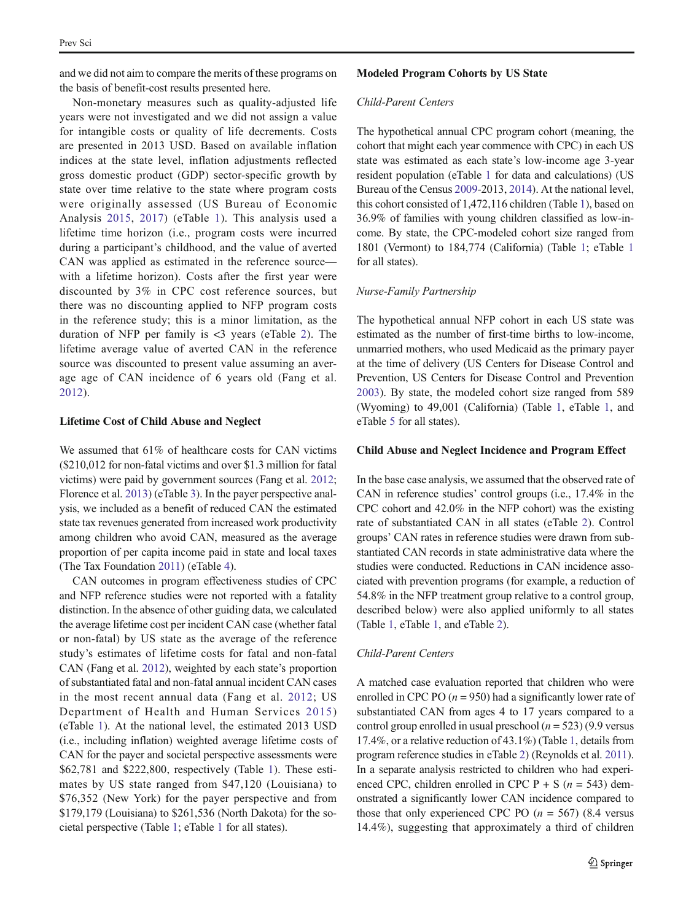and we did not aim to compare the merits of these programs on the basis of benefit-cost results presented here.

Non-monetary measures such as quality-adjusted life years were not investigated and we did not assign a value for intangible costs or quality of life decrements. Costs are presented in 2013 USD. Based on available inflation indices at the state level, inflation adjustments reflected gross domestic product (GDP) sector-specific growth by state over time relative to the state where program costs were originally assessed (US Bureau of Economic Analysis 2015, 2017) (eTable 1). This analysis used a lifetime time horizon (i.e., program costs were incurred during a participant's childhood, and the value of averted CAN was applied as estimated in the reference source—with a lifetime horizon). Costs after the first year were discounted by 3% in CPC cost reference sources, but there was no discounting applied to NFP program costs in the reference study; this is a minor limitation, as the duration of NFP per family is <3 years (eTable 2). The lifetime average value of averted CAN in the reference source was discounted to present value assuming an average age of CAN incidence of 6 years old (Fang et al. 2012).

### Lifetime Cost of Child Abuse and Neglect

We assumed that 61% of healthcare costs for CAN victims ($210,012 for non-fatal victims and over $1.3 million for fatal victims) were paid by government sources (Fang et al. 2012; Florence et al. 2013) (eTable 3). In the payer perspective analysis, we included as a benefit of reduced CAN the estimated state tax revenues generated from increased work productivity among children who avoid CAN, measured as the average proportion of per capita income paid in state and local taxes (The Tax Foundation 2011) (eTable 4).

CAN outcomes in program effectiveness studies of CPC and NFP reference studies were not reported with a fatality distinction. In the absence of other guiding data, we calculated the average lifetime cost per incident CAN case (whether fatal or non-fatal) by US state as the average of the reference study's estimates of lifetime costs for fatal and non-fatal CAN (Fang et al. 2012), weighted by each state's proportion of substantiated fatal and non-fatal annual incident CAN cases in the most recent annual data (Fang et al. 2012; US Department of Health and Human Services 2015) (eTable 1). At the national level, the estimated 2013 USD (i.e., including inflation) weighted average lifetime costs of CAN for the payer and societal perspective assessments were $62,781 and $222,800, respectively (Table 1). These estimates by US state ranged from $47,120 (Louisiana) to $76,352 (New York) for the payer perspective and from $179,179 (Louisiana) to $261,536 (North Dakota) for the societal perspective (Table 1; eTable 1 for all states).

### Modeled Program Cohorts by US State

#### *Child-Parent Centers*

The hypothetical annual CPC program cohort (meaning, the cohort that might each year commence with CPC) in each US state was estimated as each state's low-income age 3-year resident population (eTable 1 for data and calculations) (US Bureau of the Census 2009-2013, 2014). At the national level, this cohort consisted of 1,472,116 children (Table 1), based on 36.9% of families with young children classified as low-income. By state, the CPC-modeled cohort size ranged from 1801 (Vermont) to 184,774 (California) (Table 1; eTable 1 for all states).

#### *Nurse-Family Partnership*

The hypothetical annual NFP cohort in each US state was estimated as the number of first-time births to low-income, unmarried mothers, who used Medicaid as the primary payer at the time of delivery (US Centers for Disease Control and Prevention, US Centers for Disease Control and Prevention 2003). By state, the modeled cohort size ranged from 589 (Wyoming) to 49,001 (California) (Table 1, eTable 1, and eTable 5 for all states).

### Child Abuse and Neglect Incidence and Program Effect

In the base case analysis, we assumed that the observed rate of CAN in reference studies' control groups (i.e., 17.4% in the CPC cohort and 42.0% in the NFP cohort) was the existing rate of substantiated CAN in all states (eTable 2). Control groups' CAN rates in reference studies were drawn from substantiated CAN records in state administrative data where the studies were conducted. Reductions in CAN incidence associated with prevention programs (for example, a reduction of 54.8% in the NFP treatment group relative to a control group, described below) were also applied uniformly to all states (Table 1, eTable 1, and eTable 2).

#### *Child-Parent Centers*

A matched case evaluation reported that children who were enrolled in CPC PO ($n = 950$) had a significantly lower rate of substantiated CAN from ages 4 to 17 years compared to a control group enrolled in usual preschool ($n = 523$) (9.9 versus 17.4%, or a relative reduction of 43.1%) (Table 1, details from program reference studies in eTable 2) (Reynolds et al. 2011). In a separate analysis restricted to children who had experienced CPC, children enrolled in CPC P + S ($n = 543$) demonstrated a significantly lower CAN incidence compared to those that only experienced CPC PO ($n = 567$) (8.4 versus 14.4%), suggesting that approximately a third of children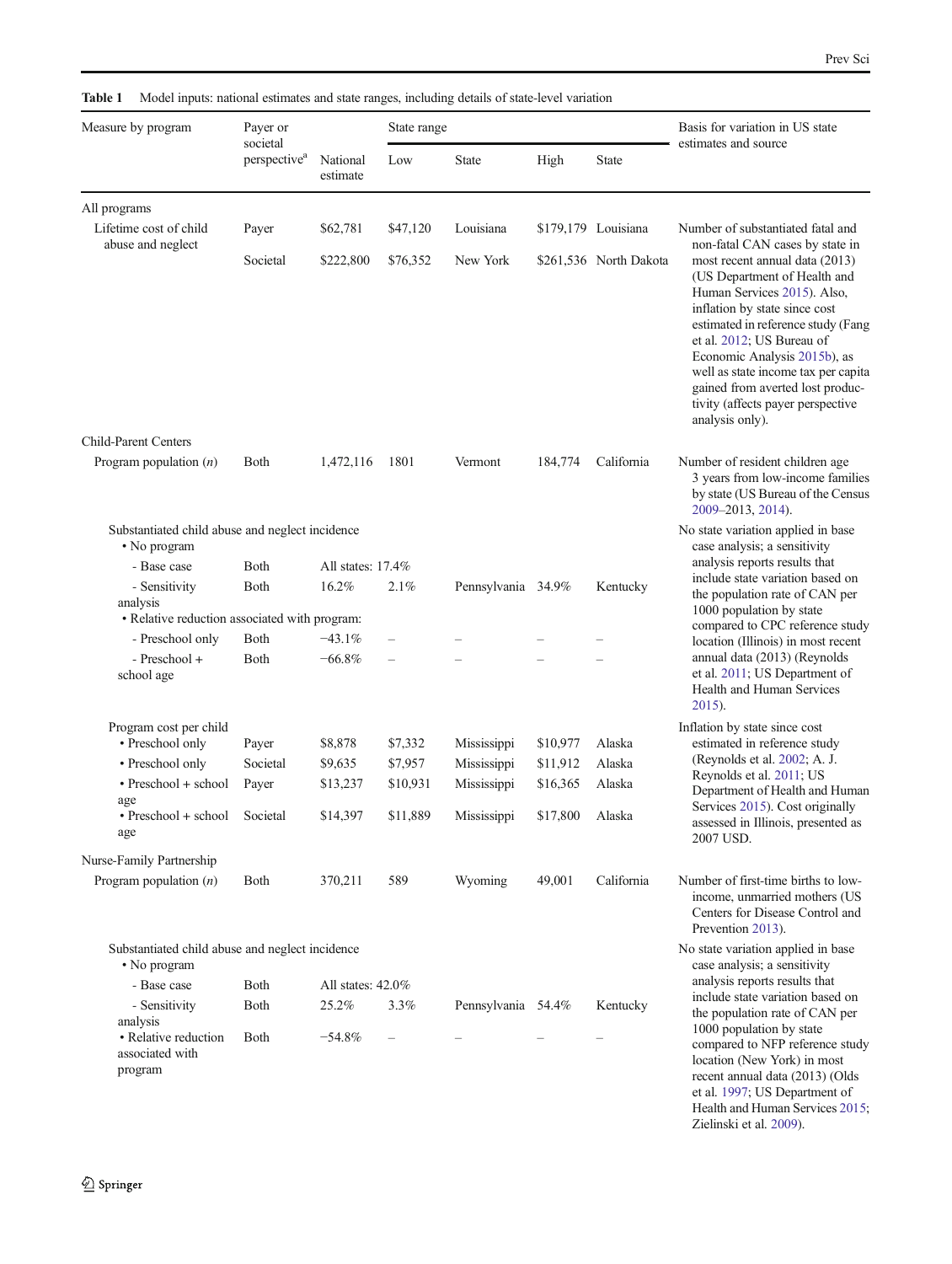**Table 1** Model inputs: national estimates and state ranges, including details of state-level variation

| Measure by program | Payer or societal perspective[a] | National estimate | State range | | | | Basis for variation in US state estimates and source |
|---|---|---|---|---|---|---|---|
| | | | Low | State | High | State | |
| **All programs** | | | | | | | |
| Lifetime cost of child abuse and neglect | Payer | $62,781 | $47,120 | Louisiana | $179,179 | Louisiana | Number of substantiated fatal and non-fatal CAN cases by state in most recent annual data (2013) (US Department of Health and Human Services 2015). Also, inflation by state since cost estimated in reference study (Fang et al. 2012; US Bureau of Economic Analysis 2015b), as well as state income tax per capita gained from averted lost productivity (affects payer perspective analysis only). |
| | Societal | $222,800 | $76,352 | New York | $261,536 | North Dakota | |
| **Child-Parent Centers** | | | | | | | |
| Program population (*n*) | Both | 1,472,116 | 1801 | Vermont | 184,774 | California | Number of resident children age 3 years from low-income families by state (US Bureau of the Census 2009–2013, 2014). |
| Substantiated child abuse and neglect incidence | | | | | | | No state variation applied in base case analysis; a sensitivity analysis reports results that include state variation based on the population rate of CAN per 1000 population by state compared to CPC reference study location (Illinois) in most recent annual data (2013) (Reynolds et al. 2011; US Department of Health and Human Services 2015). |
| • No program | | | | | | | |
| - Base case | Both | All states: 17.4% | | | | | |
| - Sensitivity analysis | Both | 16.2% | 2.1% | Pennsylvania | 34.9% | Kentucky | |
| • Relative reduction associated with program: | | | | | | | |
| - Preschool only | Both | −43.1% | – | – | – | – | |
| - Preschool + school age | Both | −66.8% | – | – | – | – | |
| Program cost per child | | | | | | | Inflation by state since cost estimated in reference study (Reynolds et al. 2002; A. J. Reynolds et al. 2011; US Department of Health and Human Services 2015). Cost originally assessed in Illinois, presented as 2007 USD. |
| • Preschool only | Payer | $8,878 | $7,332 | Mississippi | $10,977 | Alaska | |
| • Preschool only | Societal | $9,635 | $7,957 | Mississippi | $11,912 | Alaska | |
| • Preschool + school age | Payer | $13,237 | $10,931 | Mississippi | $16,365 | Alaska | |
| • Preschool + school age | Societal | $14,397 | $11,889 | Mississippi | $17,800 | Alaska | |
| **Nurse-Family Partnership** | | | | | | | |
| Program population (*n*) | Both | 370,211 | 589 | Wyoming | 49,001 | California | Number of first-time births to low-income, unmarried mothers (US Centers for Disease Control and Prevention 2013). |
| Substantiated child abuse and neglect incidence | | | | | | | No state variation applied in base case analysis; a sensitivity analysis reports results that include state variation based on the population rate of CAN per 1000 population by state compared to NFP reference study location (New York) in most recent annual data (2013) (Olds et al. 1997; US Department of Health and Human Services 2015; Zielinski et al. 2009). |
| • No program | | | | | | | |
| - Base case | Both | All states: 42.0% | | | | | |
| - Sensitivity analysis | Both | 25.2% | 3.3% | Pennsylvania | 54.4% | Kentucky | |
| • Relative reduction associated with program | Both | −54.8% | – | – | – | – | |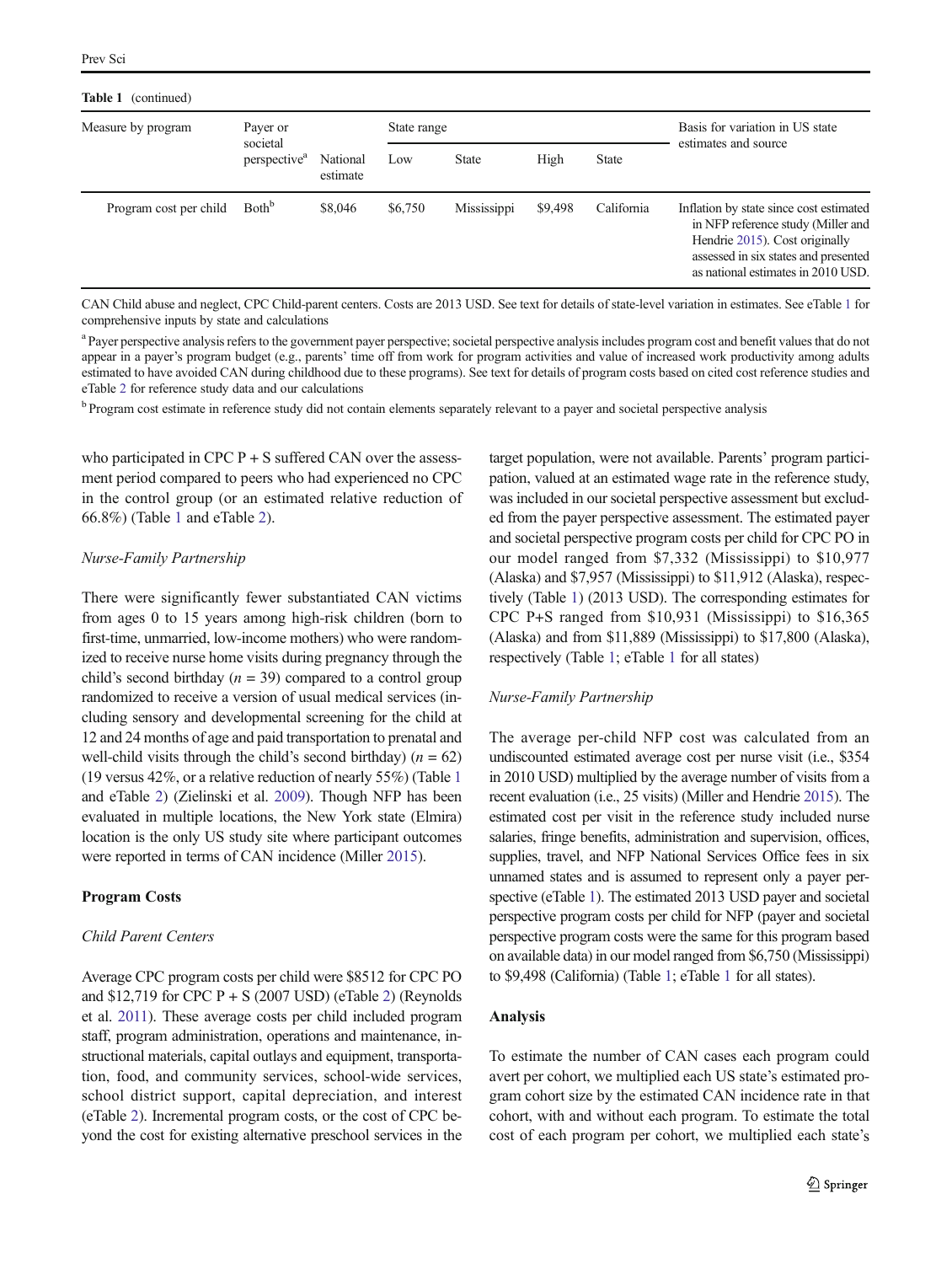**Table 1** (continued)

| Measure by program | Payer or societal perspective[a] | National estimate | State range | | | | Basis for variation in US state estimates and source |
|---|---|---|---|---|---|---|---|
| | | | Low | State | High | State | |
| Program cost per child | Both[b] | $8,046 | $6,750 | Mississippi | $9,498 | California | Inflation by state since cost estimated in NFP reference study (Miller and Hendrie 2015). Cost originally assessed in six states and presented as national estimates in 2010 USD. |

CAN Child abuse and neglect, CPC Child-parent centers. Costs are 2013 USD. See text for details of state-level variation in estimates. See eTable 1 for comprehensive inputs by state and calculations

[a] Payer perspective analysis refers to the government payer perspective; societal perspective analysis includes program cost and benefit values that do not appear in a payer's program budget (e.g., parents' time off from work for program activities and value of increased work productivity among adults estimated to have avoided CAN during childhood due to these programs). See text for details of program costs based on cited cost reference studies and eTable 2 for reference study data and our calculations

[b] Program cost estimate in reference study did not contain elements separately relevant to a payer and societal perspective analysis

who participated in CPC P + S suffered CAN over the assessment period compared to peers who had experienced no CPC in the control group (or an estimated relative reduction of 66.8%) (Table 1 and eTable 2).

*Nurse-Family Partnership*

There were significantly fewer substantiated CAN victims from ages 0 to 15 years among high-risk children (born to first-time, unmarried, low-income mothers) who were randomized to receive nurse home visits during pregnancy through the child's second birthday ($n = 39$) compared to a control group randomized to receive a version of usual medical services (including sensory and developmental screening for the child at 12 and 24 months of age and paid transportation to prenatal and well-child visits through the child's second birthday) ($n = 62$) (19 versus 42%, or a relative reduction of nearly 55%) (Table 1 and eTable 2) (Zielinski et al. 2009). Though NFP has been evaluated in multiple locations, the New York state (Elmira) location is the only US study site where participant outcomes were reported in terms of CAN incidence (Miller 2015).

## Program Costs

*Child Parent Centers*

Average CPC program costs per child were $8512 for CPC PO and $12,719 for CPC P + S (2007 USD) (eTable 2) (Reynolds et al. 2011). These average costs per child included program staff, program administration, operations and maintenance, instructional materials, capital outlays and equipment, transportation, food, and community services, school-wide services, school district support, capital depreciation, and interest (eTable 2). Incremental program costs, or the cost of CPC beyond the cost for existing alternative preschool services in the target population, were not available. Parents' program participation, valued at an estimated wage rate in the reference study, was included in our societal perspective assessment but excluded from the payer perspective assessment. The estimated payer and societal perspective program costs per child for CPC PO in our model ranged from $7,332 (Mississippi) to $10,977 (Alaska) and $7,957 (Mississippi) to $11,912 (Alaska), respectively (Table 1) (2013 USD). The corresponding estimates for CPC P+S ranged from $10,931 (Mississippi) to $16,365 (Alaska) and from $11,889 (Mississippi) to $17,800 (Alaska), respectively (Table 1; eTable 1 for all states)

*Nurse-Family Partnership*

The average per-child NFP cost was calculated from an undiscounted estimated average cost per nurse visit (i.e., $354 in 2010 USD) multiplied by the average number of visits from a recent evaluation (i.e., 25 visits) (Miller and Hendrie 2015). The estimated cost per visit in the reference study included nurse salaries, fringe benefits, administration and supervision, offices, supplies, travel, and NFP National Services Office fees in six unnamed states and is assumed to represent only a payer perspective (eTable 1). The estimated 2013 USD payer and societal perspective program costs per child for NFP (payer and societal perspective program costs were the same for this program based on available data) in our model ranged from $6,750 (Mississippi) to $9,498 (California) (Table 1; eTable 1 for all states).

## Analysis

To estimate the number of CAN cases each program could avert per cohort, we multiplied each US state's estimated program cohort size by the estimated CAN incidence rate in that cohort, with and without each program. To estimate the total cost of each program per cohort, we multiplied each state's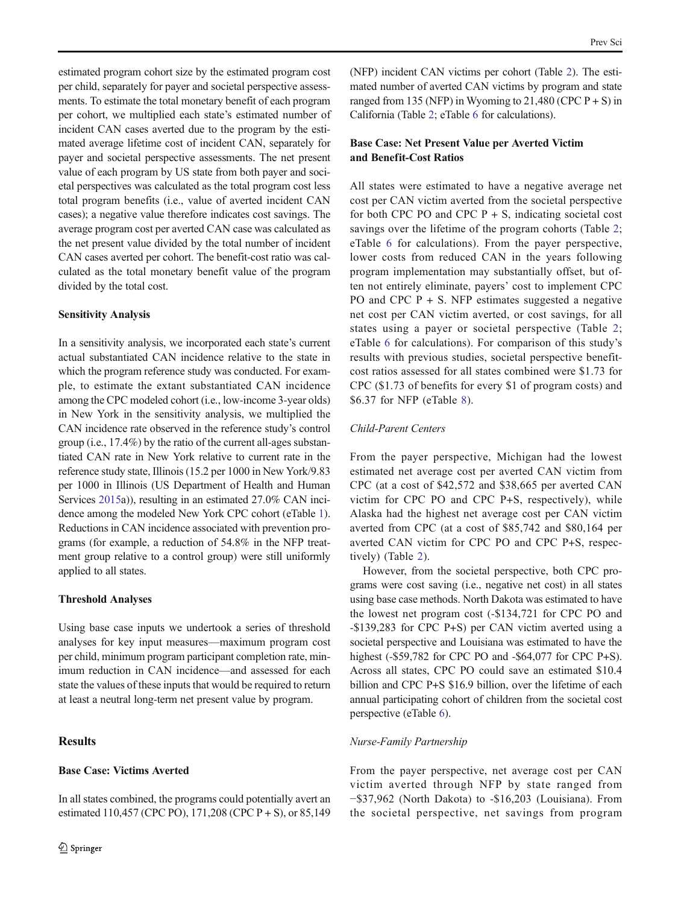estimated program cohort size by the estimated program cost per child, separately for payer and societal perspective assessments. To estimate the total monetary benefit of each program per cohort, we multiplied each state's estimated number of incident CAN cases averted due to the program by the estimated average lifetime cost of incident CAN, separately for payer and societal perspective assessments. The net present value of each program by US state from both payer and societal perspectives was calculated as the total program cost less total program benefits (i.e., value of averted incident CAN cases); a negative value therefore indicates cost savings. The average program cost per averted CAN case was calculated as the net present value divided by the total number of incident CAN cases averted per cohort. The benefit-cost ratio was calculated as the total monetary benefit value of the program divided by the total cost.

### Sensitivity Analysis

In a sensitivity analysis, we incorporated each state's current actual substantiated CAN incidence relative to the state in which the program reference study was conducted. For example, to estimate the extant substantiated CAN incidence among the CPC modeled cohort (i.e., low-income 3-year olds) in New York in the sensitivity analysis, we multiplied the CAN incidence rate observed in the reference study's control group (i.e., 17.4%) by the ratio of the current all-ages substantiated CAN rate in New York relative to current rate in the reference study state, Illinois (15.2 per 1000 in New York/9.83 per 1000 in Illinois (US Department of Health and Human Services 2015a)), resulting in an estimated 27.0% CAN incidence among the modeled New York CPC cohort (eTable 1). Reductions in CAN incidence associated with prevention programs (for example, a reduction of 54.8% in the NFP treatment group relative to a control group) were still uniformly applied to all states.

### Threshold Analyses

Using base case inputs we undertook a series of threshold analyses for key input measures—maximum program cost per child, minimum program participant completion rate, minimum reduction in CAN incidence—and assessed for each state the values of these inputs that would be required to return at least a neutral long-term net present value by program.

## Results

### Base Case: Victims Averted

In all states combined, the programs could potentially avert an estimated 110,457 (CPC PO), 171,208 (CPC P + S), or 85,149 (NFP) incident CAN victims per cohort (Table 2). The estimated number of averted CAN victims by program and state ranged from 135 (NFP) in Wyoming to 21,480 (CPC P + S) in California (Table 2; eTable 6 for calculations).

### Base Case: Net Present Value per Averted Victim and Benefit-Cost Ratios

All states were estimated to have a negative average net cost per CAN victim averted from the societal perspective for both CPC PO and CPC P + S, indicating societal cost savings over the lifetime of the program cohorts (Table 2; eTable 6 for calculations). From the payer perspective, lower costs from reduced CAN in the years following program implementation may substantially offset, but often not entirely eliminate, payers' cost to implement CPC PO and CPC P + S. NFP estimates suggested a negative net cost per CAN victim averted, or cost savings, for all states using a payer or societal perspective (Table 2; eTable 6 for calculations). For comparison of this study's results with previous studies, societal perspective benefit-cost ratios assessed for all states combined were \$1.73 for CPC (\$1.73 of benefits for every \$1 of program costs) and \$6.37 for NFP (eTable 8).

#### *Child-Parent Centers*

From the payer perspective, Michigan had the lowest estimated net average cost per averted CAN victim from CPC (at a cost of \$42,572 and \$38,665 per averted CAN victim for CPC PO and CPC P+S, respectively), while Alaska had the highest net average cost per CAN victim averted from CPC (at a cost of \$85,742 and \$80,164 per averted CAN victim for CPC PO and CPC P+S, respectively) (Table 2).

However, from the societal perspective, both CPC programs were cost saving (i.e., negative net cost) in all states using base case methods. North Dakota was estimated to have the lowest net program cost (-\$134,721 for CPC PO and -\$139,283 for CPC P+S) per CAN victim averted using a societal perspective and Louisiana was estimated to have the highest (-\$59,782 for CPC PO and -\$64,077 for CPC P+S). Across all states, CPC PO could save an estimated \$10.4 billion and CPC P+S \$16.9 billion, over the lifetime of each annual participating cohort of children from the societal cost perspective (eTable 6).

#### *Nurse-Family Partnership*

From the payer perspective, net average cost per CAN victim averted through NFP by state ranged from −\$37,962 (North Dakota) to -\$16,203 (Louisiana). From the societal perspective, net savings from program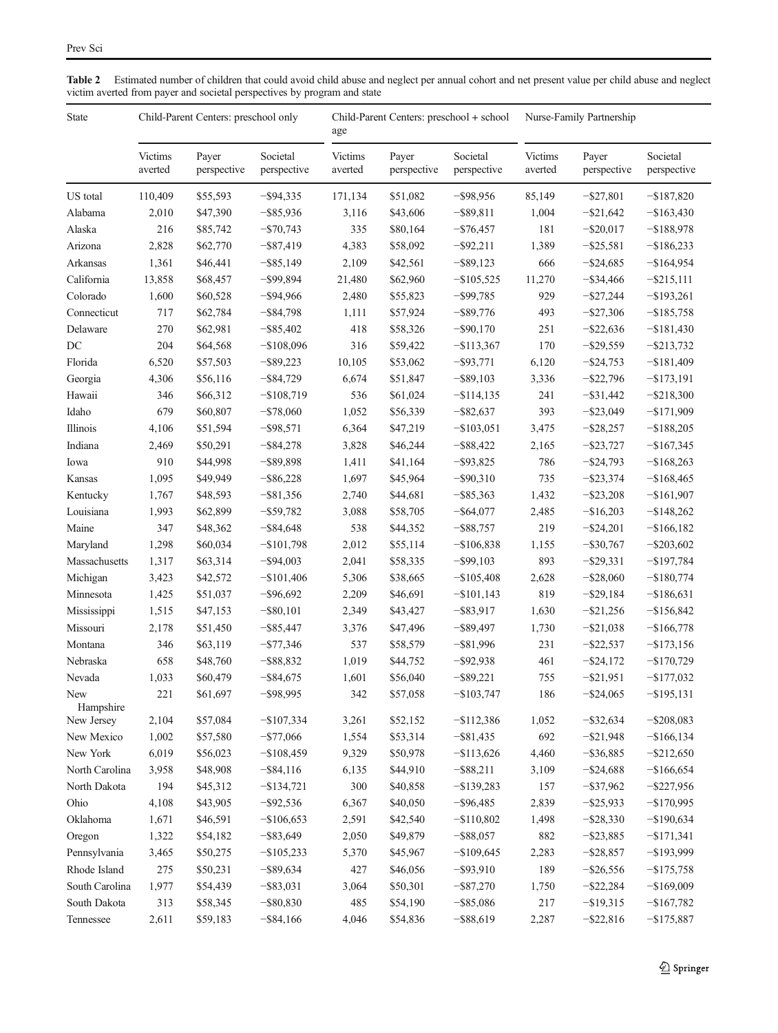**Table 2** Estimated number of children that could avoid child abuse and neglect per annual cohort and net present value per child abuse and neglect victim averted from payer and societal perspectives by program and state

| State | Child-Parent Centers: preschool only | | | Child-Parent Centers: preschool + school age | | | Nurse-Family Partnership | | |
|---|---|---|---|---|---|---|---|---|---|
| | Victims averted | Payer perspective | Societal perspective | Victims averted | Payer perspective | Societal perspective | Victims averted | Payer perspective | Societal perspective |
| US total | 110,409 | $55,593 | −$94,335 | 171,134 | $51,082 | −$98,956 | 85,149 | −$27,801 | −$187,820 |
| Alabama | 2,010 | $47,390 | −$85,936 | 3,116 | $43,606 | −$89,811 | 1,004 | −$21,642 | −$163,430 |
| Alaska | 216 | $85,742 | −$70,743 | 335 | $80,164 | −$76,457 | 181 | −$20,017 | −$188,978 |
| Arizona | 2,828 | $62,770 | −$87,419 | 4,383 | $58,092 | −$92,211 | 1,389 | −$25,581 | −$186,233 |
| Arkansas | 1,361 | $46,441 | −$85,149 | 2,109 | $42,561 | −$89,123 | 666 | −$24,685 | −$164,954 |
| California | 13,858 | $68,457 | −$99,894 | 21,480 | $62,960 | −$105,525 | 11,270 | −$34,466 | −$215,111 |
| Colorado | 1,600 | $60,528 | −$94,966 | 2,480 | $55,823 | −$99,785 | 929 | −$27,244 | −$193,261 |
| Connecticut | 717 | $62,784 | −$84,798 | 1,111 | $57,924 | −$89,776 | 493 | −$27,306 | −$185,758 |
| Delaware | 270 | $62,981 | −$85,402 | 418 | $58,326 | −$90,170 | 251 | −$22,636 | −$181,430 |
| DC | 204 | $64,568 | −$108,096 | 316 | $59,422 | −$113,367 | 170 | −$29,559 | −$213,732 |
| Florida | 6,520 | $57,503 | −$89,223 | 10,105 | $53,062 | −$93,771 | 6,120 | −$24,753 | −$181,409 |
| Georgia | 4,306 | $56,116 | −$84,729 | 6,674 | $51,847 | −$89,103 | 3,336 | −$22,796 | −$173,191 |
| Hawaii | 346 | $66,312 | −$108,719 | 536 | $61,024 | −$114,135 | 241 | −$31,442 | −$218,300 |
| Idaho | 679 | $60,807 | −$78,060 | 1,052 | $56,339 | −$82,637 | 393 | −$23,049 | −$171,909 |
| Illinois | 4,106 | $51,594 | −$98,571 | 6,364 | $47,219 | −$103,051 | 3,475 | −$28,257 | −$188,205 |
| Indiana | 2,469 | $50,291 | −$84,278 | 3,828 | $46,244 | −$88,422 | 2,165 | −$23,727 | −$167,345 |
| Iowa | 910 | $44,998 | −$89,898 | 1,411 | $41,164 | −$93,825 | 786 | −$24,793 | −$168,263 |
| Kansas | 1,095 | $49,949 | −$86,228 | 1,697 | $45,964 | −$90,310 | 735 | −$23,374 | −$168,465 |
| Kentucky | 1,767 | $48,593 | −$81,356 | 2,740 | $44,681 | −$85,363 | 1,432 | −$23,208 | −$161,907 |
| Louisiana | 1,993 | $62,899 | −$59,782 | 3,088 | $58,705 | −$64,077 | 2,485 | −$16,203 | −$148,262 |
| Maine | 347 | $48,362 | −$84,648 | 538 | $44,352 | −$88,757 | 219 | −$24,201 | −$166,182 |
| Maryland | 1,298 | $60,034 | −$101,798 | 2,012 | $55,114 | −$106,838 | 1,155 | −$30,767 | −$203,602 |
| Massachusetts | 1,317 | $63,314 | −$94,003 | 2,041 | $58,335 | −$99,103 | 893 | −$29,331 | −$197,784 |
| Michigan | 3,423 | $42,572 | −$101,406 | 5,306 | $38,665 | −$105,408 | 2,628 | −$28,060 | −$180,774 |
| Minnesota | 1,425 | $51,037 | −$96,692 | 2,209 | $46,691 | −$101,143 | 819 | −$29,184 | −$186,631 |
| Mississippi | 1,515 | $47,153 | −$80,101 | 2,349 | $43,427 | −$83,917 | 1,630 | −$21,256 | −$156,842 |
| Missouri | 2,178 | $51,450 | −$85,447 | 3,376 | $47,496 | −$89,497 | 1,730 | −$21,038 | −$166,778 |
| Montana | 346 | $63,119 | −$77,346 | 537 | $58,579 | −$81,996 | 231 | −$22,537 | −$173,156 |
| Nebraska | 658 | $48,760 | −$88,832 | 1,019 | $44,752 | −$92,938 | 461 | −$24,172 | −$170,729 |
| Nevada | 1,033 | $60,479 | −$84,675 | 1,601 | $56,040 | −$89,221 | 755 | −$21,951 | −$177,032 |
| New Hampshire | 221 | $61,697 | −$98,995 | 342 | $57,058 | −$103,747 | 186 | −$24,065 | −$195,131 |
| New Jersey | 2,104 | $57,084 | −$107,334 | 3,261 | $52,152 | −$112,386 | 1,052 | −$32,634 | −$208,083 |
| New Mexico | 1,002 | $57,580 | −$77,066 | 1,554 | $53,314 | −$81,435 | 692 | −$21,948 | −$166,134 |
| New York | 6,019 | $56,023 | −$108,459 | 9,329 | $50,978 | −$113,626 | 4,460 | −$36,885 | −$212,650 |
| North Carolina | 3,958 | $48,908 | −$84,116 | 6,135 | $44,910 | −$88,211 | 3,109 | −$24,688 | −$166,654 |
| North Dakota | 194 | $45,312 | −$134,721 | 300 | $40,858 | −$139,283 | 157 | −$37,962 | −$227,956 |
| Ohio | 4,108 | $43,905 | −$92,536 | 6,367 | $40,050 | −$96,485 | 2,839 | −$25,933 | −$170,995 |
| Oklahoma | 1,671 | $46,591 | −$106,653 | 2,591 | $42,540 | −$110,802 | 1,498 | −$28,330 | −$190,634 |
| Oregon | 1,322 | $54,182 | −$83,649 | 2,050 | $49,879 | −$88,057 | 882 | −$23,885 | −$171,341 |
| Pennsylvania | 3,465 | $50,275 | −$105,233 | 5,370 | $45,967 | −$109,645 | 2,283 | −$28,857 | −$193,999 |
| Rhode Island | 275 | $50,231 | −$89,634 | 427 | $46,056 | −$93,910 | 189 | −$26,556 | −$175,758 |
| South Carolina | 1,977 | $54,439 | −$83,031 | 3,064 | $50,301 | −$87,270 | 1,750 | −$22,284 | −$169,009 |
| South Dakota | 313 | $58,345 | −$80,830 | 485 | $54,190 | −$85,086 | 217 | −$19,315 | −$167,782 |
| Tennessee | 2,611 | $59,183 | −$84,166 | 4,046 | $54,836 | −$88,619 | 2,287 | −$22,816 | −$175,887 |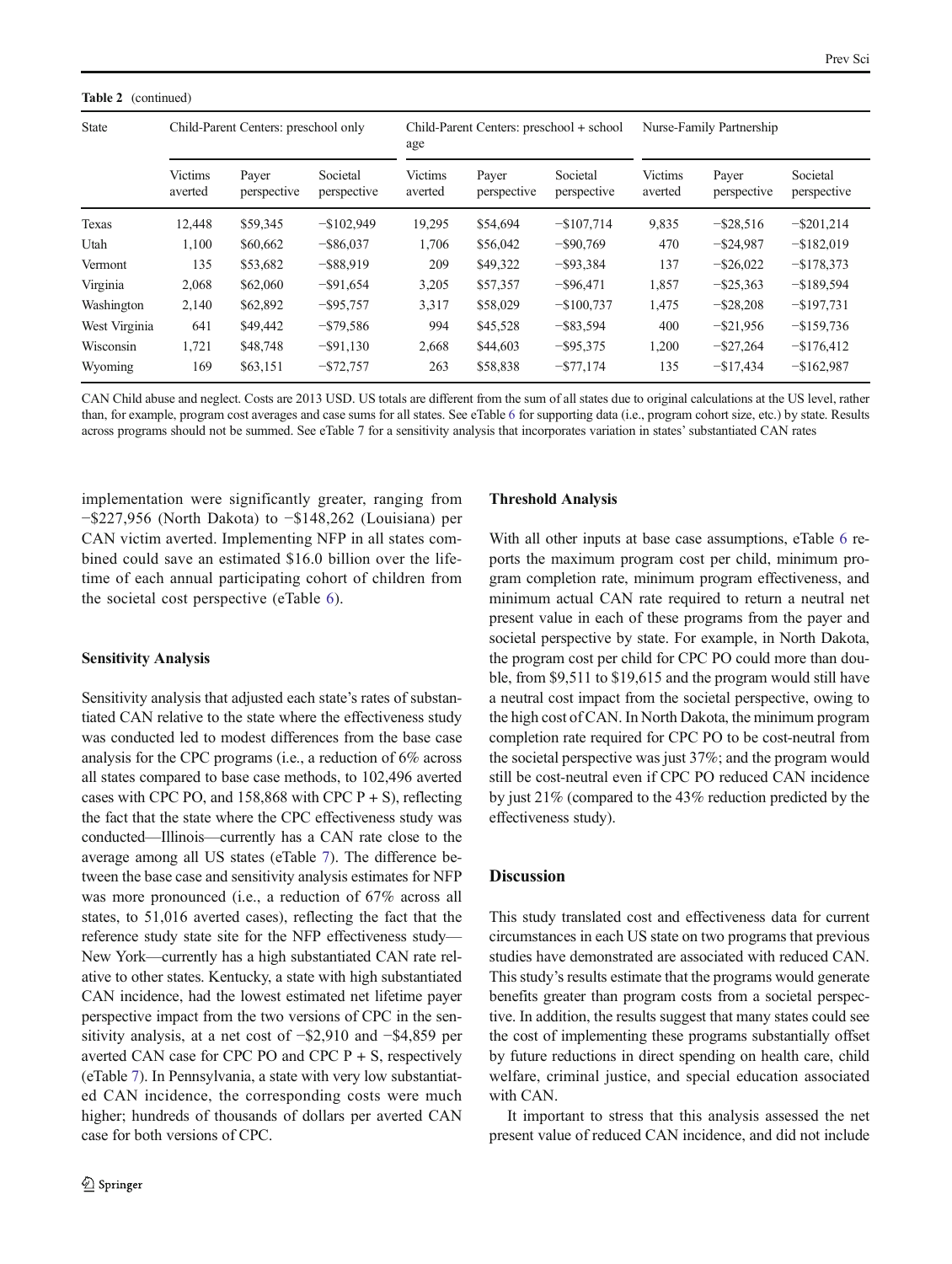**Table 2** (continued)

| State | Child-Parent Centers: preschool only | | | Child-Parent Centers: preschool + school age | | | Nurse-Family Partnership | | |
|---|---|---|---|---|---|---|---|---|---|
| | Victims averted | Payer perspective | Societal perspective | Victims averted | Payer perspective | Societal perspective | Victims averted | Payer perspective | Societal perspective |
| Texas | 12,448 | $59,345 | −$102,949 | 19,295 | $54,694 | −$107,714 | 9,835 | −$28,516 | −$201,214 |
| Utah | 1,100 | $60,662 | −$86,037 | 1,706 | $56,042 | −$90,769 | 470 | −$24,987 | −$182,019 |
| Vermont | 135 | $53,682 | −$88,919 | 209 | $49,322 | −$93,384 | 137 | −$26,022 | −$178,373 |
| Virginia | 2,068 | $62,060 | −$91,654 | 3,205 | $57,357 | −$96,471 | 1,857 | −$25,363 | −$189,594 |
| Washington | 2,140 | $62,892 | −$95,757 | 3,317 | $58,029 | −$100,737 | 1,475 | −$28,208 | −$197,731 |
| West Virginia | 641 | $49,442 | −$79,586 | 994 | $45,528 | −$83,594 | 400 | −$21,956 | −$159,736 |
| Wisconsin | 1,721 | $48,748 | −$91,130 | 2,668 | $44,603 | −$95,375 | 1,200 | −$27,264 | −$176,412 |
| Wyoming | 169 | $63,151 | −$72,757 | 263 | $58,838 | −$77,174 | 135 | −$17,434 | −$162,987 |

CAN Child abuse and neglect. Costs are 2013 USD. US totals are different from the sum of all states due to original calculations at the US level, rather than, for example, program cost averages and case sums for all states. See eTable 6 for supporting data (i.e., program cohort size, etc.) by state. Results across programs should not be summed. See eTable 7 for a sensitivity analysis that incorporates variation in states' substantiated CAN rates

implementation were significantly greater, ranging from −$227,956 (North Dakota) to −$148,262 (Louisiana) per CAN victim averted. Implementing NFP in all states combined could save an estimated $16.0 billion over the lifetime of each annual participating cohort of children from the societal cost perspective (eTable 6).

### Sensitivity Analysis

Sensitivity analysis that adjusted each state's rates of substantiated CAN relative to the state where the effectiveness study was conducted led to modest differences from the base case analysis for the CPC programs (i.e., a reduction of 6% across all states compared to base case methods, to 102,496 averted cases with CPC PO, and 158,868 with CPC P + S), reflecting the fact that the state where the CPC effectiveness study was conducted—Illinois—currently has a CAN rate close to the average among all US states (eTable 7). The difference between the base case and sensitivity analysis estimates for NFP was more pronounced (i.e., a reduction of 67% across all states, to 51,016 averted cases), reflecting the fact that the reference study state site for the NFP effectiveness study—New York—currently has a high substantiated CAN rate relative to other states. Kentucky, a state with high substantiated CAN incidence, had the lowest estimated net lifetime payer perspective impact from the two versions of CPC in the sensitivity analysis, at a net cost of −$2,910 and −$4,859 per averted CAN case for CPC PO and CPC P + S, respectively (eTable 7). In Pennsylvania, a state with very low substantiated CAN incidence, the corresponding costs were much higher; hundreds of thousands of dollars per averted CAN case for both versions of CPC.

### Threshold Analysis

With all other inputs at base case assumptions, eTable 6 reports the maximum program cost per child, minimum program completion rate, minimum program effectiveness, and minimum actual CAN rate required to return a neutral net present value in each of these programs from the payer and societal perspective by state. For example, in North Dakota, the program cost per child for CPC PO could more than double, from $9,511 to $19,615 and the program would still have a neutral cost impact from the societal perspective, owing to the high cost of CAN. In North Dakota, the minimum program completion rate required for CPC PO to be cost-neutral from the societal perspective was just 37%; and the program would still be cost-neutral even if CPC PO reduced CAN incidence by just 21% (compared to the 43% reduction predicted by the effectiveness study).

## Discussion

This study translated cost and effectiveness data for current circumstances in each US state on two programs that previous studies have demonstrated are associated with reduced CAN. This study's results estimate that the programs would generate benefits greater than program costs from a societal perspective. In addition, the results suggest that many states could see the cost of implementing these programs substantially offset by future reductions in direct spending on health care, child welfare, criminal justice, and special education associated with CAN.

It important to stress that this analysis assessed the net present value of reduced CAN incidence, and did not include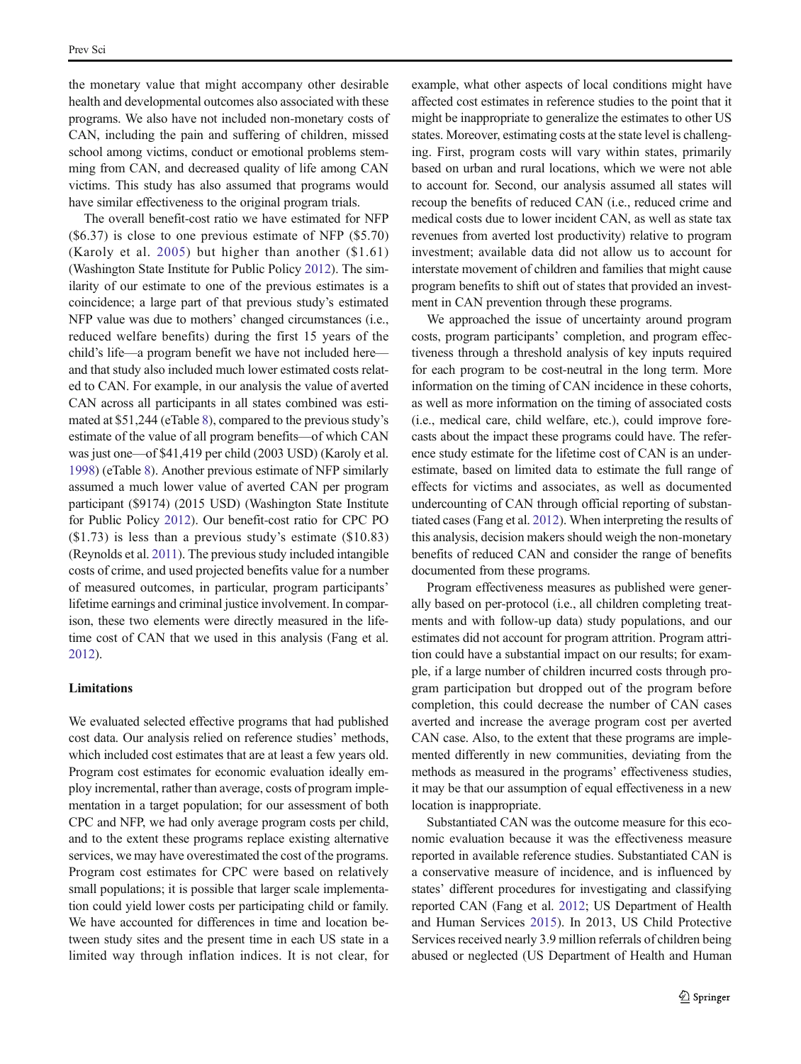the monetary value that might accompany other desirable health and developmental outcomes also associated with these programs. We also have not included non-monetary costs of CAN, including the pain and suffering of children, missed school among victims, conduct or emotional problems stemming from CAN, and decreased quality of life among CAN victims. This study has also assumed that programs would have similar effectiveness to the original program trials.

The overall benefit-cost ratio we have estimated for NFP ($6.37) is close to one previous estimate of NFP ($5.70) (Karoly et al. 2005) but higher than another ($1.61) (Washington State Institute for Public Policy 2012). The similarity of our estimate to one of the previous estimates is a coincidence; a large part of that previous study's estimated NFP value was due to mothers' changed circumstances (i.e., reduced welfare benefits) during the first 15 years of the child's life—a program benefit we have not included here—and that study also included much lower estimated costs related to CAN. For example, in our analysis the value of averted CAN across all participants in all states combined was estimated at $51,244 (eTable 8), compared to the previous study's estimate of the value of all program benefits—of which CAN was just one—of $41,419 per child (2003 USD) (Karoly et al. 1998) (eTable 8). Another previous estimate of NFP similarly assumed a much lower value of averted CAN per program participant ($9174) (2015 USD) (Washington State Institute for Public Policy 2012). Our benefit-cost ratio for CPC PO ($1.73) is less than a previous study's estimate ($10.83) (Reynolds et al. 2011). The previous study included intangible costs of crime, and used projected benefits value for a number of measured outcomes, in particular, program participants' lifetime earnings and criminal justice involvement. In comparison, these two elements were directly measured in the lifetime cost of CAN that we used in this analysis (Fang et al. 2012).

### Limitations

We evaluated selected effective programs that had published cost data. Our analysis relied on reference studies' methods, which included cost estimates that are at least a few years old. Program cost estimates for economic evaluation ideally employ incremental, rather than average, costs of program implementation in a target population; for our assessment of both CPC and NFP, we had only average program costs per child, and to the extent these programs replace existing alternative services, we may have overestimated the cost of the programs. Program cost estimates for CPC were based on relatively small populations; it is possible that larger scale implementation could yield lower costs per participating child or family. We have accounted for differences in time and location between study sites and the present time in each US state in a limited way through inflation indices. It is not clear, for example, what other aspects of local conditions might have affected cost estimates in reference studies to the point that it might be inappropriate to generalize the estimates to other US states. Moreover, estimating costs at the state level is challenging. First, program costs will vary within states, primarily based on urban and rural locations, which we were not able to account for. Second, our analysis assumed all states will recoup the benefits of reduced CAN (i.e., reduced crime and medical costs due to lower incident CAN, as well as state tax revenues from averted lost productivity) relative to program investment; available data did not allow us to account for interstate movement of children and families that might cause program benefits to shift out of states that provided an investment in CAN prevention through these programs.

We approached the issue of uncertainty around program costs, program participants' completion, and program effectiveness through a threshold analysis of key inputs required for each program to be cost-neutral in the long term. More information on the timing of CAN incidence in these cohorts, as well as more information on the timing of associated costs (i.e., medical care, child welfare, etc.), could improve forecasts about the impact these programs could have. The reference study estimate for the lifetime cost of CAN is an underestimate, based on limited data to estimate the full range of effects for victims and associates, as well as documented undercounting of CAN through official reporting of substantiated cases (Fang et al. 2012). When interpreting the results of this analysis, decision makers should weigh the non-monetary benefits of reduced CAN and consider the range of benefits documented from these programs.

Program effectiveness measures as published were generally based on per-protocol (i.e., all children completing treatments and with follow-up data) study populations, and our estimates did not account for program attrition. Program attrition could have a substantial impact on our results; for example, if a large number of children incurred costs through program participation but dropped out of the program before completion, this could decrease the number of CAN cases averted and increase the average program cost per averted CAN case. Also, to the extent that these programs are implemented differently in new communities, deviating from the methods as measured in the programs' effectiveness studies, it may be that our assumption of equal effectiveness in a new location is inappropriate.

Substantiated CAN was the outcome measure for this economic evaluation because it was the effectiveness measure reported in available reference studies. Substantiated CAN is a conservative measure of incidence, and is influenced by states' different procedures for investigating and classifying reported CAN (Fang et al. 2012; US Department of Health and Human Services 2015). In 2013, US Child Protective Services received nearly 3.9 million referrals of children being abused or neglected (US Department of Health and Human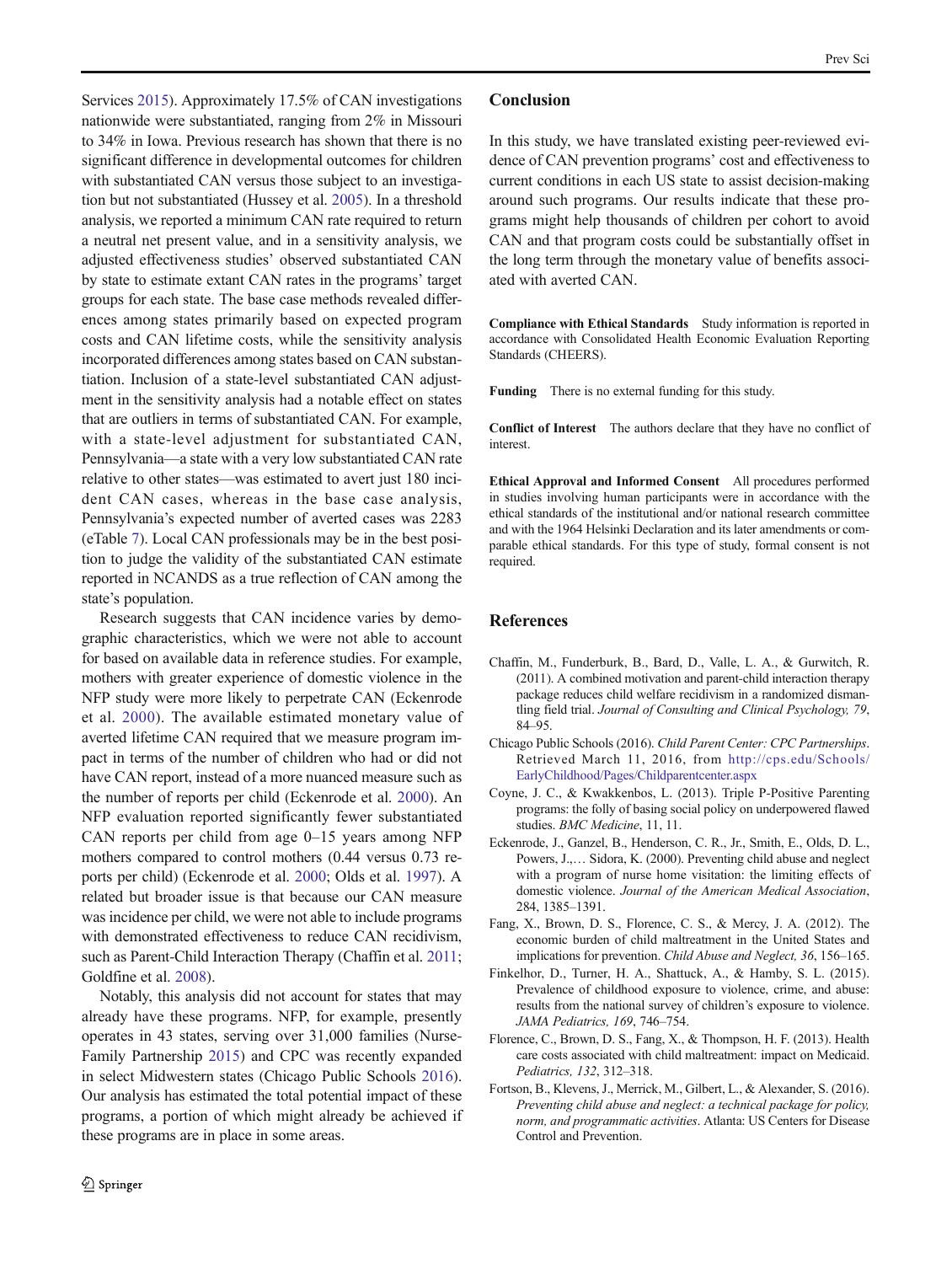Services 2015). Approximately 17.5% of CAN investigations nationwide were substantiated, ranging from 2% in Missouri to 34% in Iowa. Previous research has shown that there is no significant difference in developmental outcomes for children with substantiated CAN versus those subject to an investigation but not substantiated (Hussey et al. 2005). In a threshold analysis, we reported a minimum CAN rate required to return a neutral net present value, and in a sensitivity analysis, we adjusted effectiveness studies' observed substantiated CAN by state to estimate extant CAN rates in the programs' target groups for each state. The base case methods revealed differences among states primarily based on expected program costs and CAN lifetime costs, while the sensitivity analysis incorporated differences among states based on CAN substantiation. Inclusion of a state-level substantiated CAN adjustment in the sensitivity analysis had a notable effect on states that are outliers in terms of substantiated CAN. For example, with a state-level adjustment for substantiated CAN, Pennsylvania—a state with a very low substantiated CAN rate relative to other states—was estimated to avert just 180 incident CAN cases, whereas in the base case analysis, Pennsylvania's expected number of averted cases was 2283 (eTable 7). Local CAN professionals may be in the best position to judge the validity of the substantiated CAN estimate reported in NCANDS as a true reflection of CAN among the state's population.

Research suggests that CAN incidence varies by demographic characteristics, which we were not able to account for based on available data in reference studies. For example, mothers with greater experience of domestic violence in the NFP study were more likely to perpetrate CAN (Eckenrode et al. 2000). The available estimated monetary value of averted lifetime CAN required that we measure program impact in terms of the number of children who had or did not have CAN report, instead of a more nuanced measure such as the number of reports per child (Eckenrode et al. 2000). An NFP evaluation reported significantly fewer substantiated CAN reports per child from age 0–15 years among NFP mothers compared to control mothers (0.44 versus 0.73 reports per child) (Eckenrode et al. 2000; Olds et al. 1997). A related but broader issue is that because our CAN measure was incidence per child, we were not able to include programs with demonstrated effectiveness to reduce CAN recidivism, such as Parent-Child Interaction Therapy (Chaffin et al. 2011; Goldfine et al. 2008).

Notably, this analysis did not account for states that may already have these programs. NFP, for example, presently operates in 43 states, serving over 31,000 families (Nurse-Family Partnership 2015) and CPC was recently expanded in select Midwestern states (Chicago Public Schools 2016). Our analysis has estimated the total potential impact of these programs, a portion of which might already be achieved if these programs are in place in some areas.

## Conclusion

In this study, we have translated existing peer-reviewed evidence of CAN prevention programs' cost and effectiveness to current conditions in each US state to assist decision-making around such programs. Our results indicate that these programs might help thousands of children per cohort to avoid CAN and that program costs could be substantially offset in the long term through the monetary value of benefits associated with averted CAN.

**Compliance with Ethical Standards** Study information is reported in accordance with Consolidated Health Economic Evaluation Reporting Standards (CHEERS).

**Funding** There is no external funding for this study.

**Conflict of Interest** The authors declare that they have no conflict of interest.

**Ethical Approval and Informed Consent** All procedures performed in studies involving human participants were in accordance with the ethical standards of the institutional and/or national research committee and with the 1964 Helsinki Declaration and its later amendments or comparable ethical standards. For this type of study, formal consent is not required.

## References

Chaffin, M., Funderburk, B., Bard, D., Valle, L. A., & Gurwitch, R. (2011). A combined motivation and parent-child interaction therapy package reduces child welfare recidivism in a randomized dismantling field trial. *Journal of Consulting and Clinical Psychology, 79*, 84–95.

Chicago Public Schools (2016). *Child Parent Center: CPC Partnerships*. Retrieved March 11, 2016, from http://cps.edu/Schools/EarlyChildhood/Pages/Childparentcenter.aspx

Coyne, J. C., & Kwakkenbos, L. (2013). Triple P-Positive Parenting programs: the folly of basing social policy on underpowered flawed studies. *BMC Medicine*, 11, 11.

Eckenrode, J., Ganzel, B., Henderson, C. R., Jr., Smith, E., Olds, D. L., Powers, J.,… Sidora, K. (2000). Preventing child abuse and neglect with a program of nurse home visitation: the limiting effects of domestic violence. *Journal of the American Medical Association*, 284, 1385–1391.

Fang, X., Brown, D. S., Florence, C. S., & Mercy, J. A. (2012). The economic burden of child maltreatment in the United States and implications for prevention. *Child Abuse and Neglect, 36*, 156–165.

Finkelhor, D., Turner, H. A., Shattuck, A., & Hamby, S. L. (2015). Prevalence of childhood exposure to violence, crime, and abuse: results from the national survey of children's exposure to violence. *JAMA Pediatrics, 169*, 746–754.

Florence, C., Brown, D. S., Fang, X., & Thompson, H. F. (2013). Health care costs associated with child maltreatment: impact on Medicaid. *Pediatrics, 132*, 312–318.

Fortson, B., Klevens, J., Merrick, M., Gilbert, L., & Alexander, S. (2016). *Preventing child abuse and neglect: a technical package for policy, norm, and programmatic activities*. Atlanta: US Centers for Disease Control and Prevention.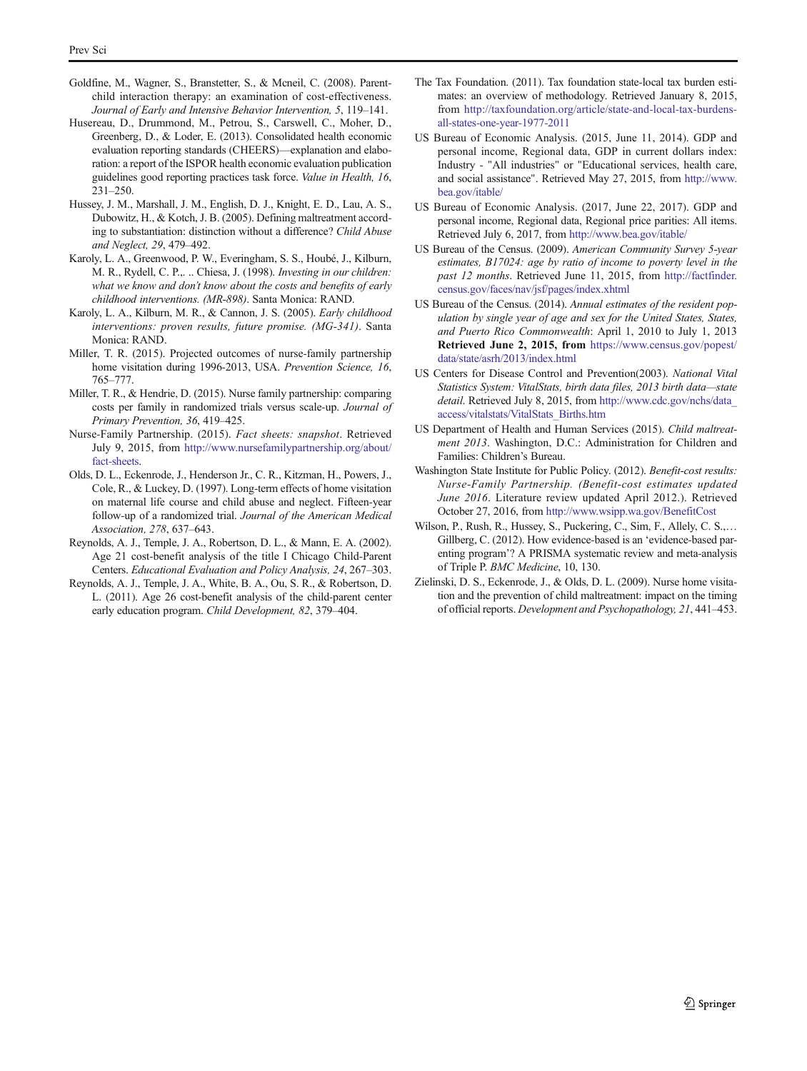Goldfine, M., Wagner, S., Branstetter, S., & Mcneil, C. (2008). Parent-child interaction therapy: an examination of cost-effectiveness. *Journal of Early and Intensive Behavior Intervention, 5*, 119–141.

Husereau, D., Drummond, M., Petrou, S., Carswell, C., Moher, D., Greenberg, D., & Loder, E. (2013). Consolidated health economic evaluation reporting standards (CHEERS)—explanation and elaboration: a report of the ISPOR health economic evaluation publication guidelines good reporting practices task force. *Value in Health, 16*, 231–250.

Hussey, J. M., Marshall, J. M., English, D. J., Knight, E. D., Lau, A. S., Dubowitz, H., & Kotch, J. B. (2005). Defining maltreatment according to substantiation: distinction without a difference? *Child Abuse and Neglect, 29*, 479–492.

Karoly, L. A., Greenwood, P. W., Everingham, S. S., Houbé, J., Kilburn, M. R., Rydell, C. P.,. .. Chiesa, J. (1998). *Investing in our children: what we know and don't know about the costs and benefits of early childhood interventions. (MR-898)*. Santa Monica: RAND.

Karoly, L. A., Kilburn, M. R., & Cannon, J. S. (2005). *Early childhood interventions: proven results, future promise. (MG-341)*. Santa Monica: RAND.

Miller, T. R. (2015). Projected outcomes of nurse-family partnership home visitation during 1996-2013, USA. *Prevention Science, 16*, 765–777.

Miller, T. R., & Hendrie, D. (2015). Nurse family partnership: comparing costs per family in randomized trials versus scale-up. *Journal of Primary Prevention, 36*, 419–425.

Nurse-Family Partnership. (2015). *Fact sheets: snapshot*. Retrieved July 9, 2015, from http://www.nursefamilypartnership.org/about/fact-sheets.

Olds, D. L., Eckenrode, J., Henderson Jr., C. R., Kitzman, H., Powers, J., Cole, R., & Luckey, D. (1997). Long-term effects of home visitation on maternal life course and child abuse and neglect. Fifteen-year follow-up of a randomized trial. *Journal of the American Medical Association, 278*, 637–643.

Reynolds, A. J., Temple, J. A., Robertson, D. L., & Mann, E. A. (2002). Age 21 cost-benefit analysis of the title I Chicago Child-Parent Centers. *Educational Evaluation and Policy Analysis, 24*, 267–303.

Reynolds, A. J., Temple, J. A., White, B. A., Ou, S. R., & Robertson, D. L. (2011). Age 26 cost-benefit analysis of the child-parent center early education program. *Child Development, 82*, 379–404.

The Tax Foundation. (2011). Tax foundation state-local tax burden estimates: an overview of methodology. Retrieved January 8, 2015, from http://taxfoundation.org/article/state-and-local-tax-burdens-all-states-one-year-1977-2011

US Bureau of Economic Analysis. (2015, June 11, 2014). GDP and personal income, Regional data, GDP in current dollars index: Industry - "All industries" or "Educational services, health care, and social assistance". Retrieved May 27, 2015, from http://www.bea.gov/itable/

US Bureau of Economic Analysis. (2017, June 22, 2017). GDP and personal income, Regional data, Regional price parities: All items. Retrieved July 6, 2017, from http://www.bea.gov/itable/

US Bureau of the Census. (2009). *American Community Survey 5-year estimates, B17024: age by ratio of income to poverty level in the past 12 months*. Retrieved June 11, 2015, from http://factfinder.census.gov/faces/nav/jsf/pages/index.xhtml

US Bureau of the Census. (2014). *Annual estimates of the resident population by single year of age and sex for the United States, States, and Puerto Rico Commonwealth*: April 1, 2010 to July 1, 2013 **Retrieved June 2, 2015, from** https://www.census.gov/popest/data/state/asrh/2013/index.html

US Centers for Disease Control and Prevention(2003). *National Vital Statistics System: VitalStats, birth data files, 2013 birth data—state detail*. Retrieved July 8, 2015, from http://www.cdc.gov/nchs/data_access/vitalstats/VitalStats_Births.htm

US Department of Health and Human Services (2015). *Child maltreatment 2013*. Washington, D.C.: Administration for Children and Families: Children's Bureau.

Washington State Institute for Public Policy. (2012). *Benefit-cost results: Nurse-Family Partnership. (Benefit-cost estimates updated June 2016*. Literature review updated April 2012.). Retrieved October 27, 2016, from http://www.wsipp.wa.gov/BenefitCost

Wilson, P., Rush, R., Hussey, S., Puckering, C., Sim, F., Allely, C. S.,… Gillberg, C. (2012). How evidence-based is an 'evidence-based parenting program'? A PRISMA systematic review and meta-analysis of Triple P. *BMC Medicine*, 10, 130.

Zielinski, D. S., Eckenrode, J., & Olds, D. L. (2009). Nurse home visitation and the prevention of child maltreatment: impact on the timing of official reports. *Development and Psychopathology, 21*, 441–453.